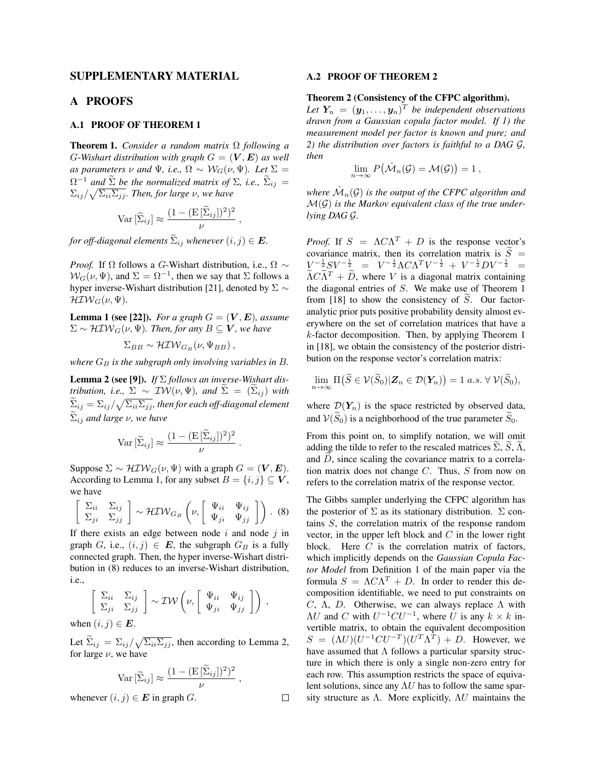# SUPPLEMENTARY MATERIAL

## A PROOFS

### A.1 PROOF OF THEOREM 1

**Theorem 1.** *Consider a random matrix $\Omega$ following a G-Wishart distribution with graph $G = (\boldsymbol{V}, \boldsymbol{E})$ as well as parameters $\nu$ and $\Psi$, i.e., $\Omega \sim \mathcal{W}_G(\nu, \Psi)$. Let $\Sigma = \Omega^{-1}$ and $\widetilde{\Sigma}$ be the normalized matrix of $\Sigma$, i.e., $\widetilde{\Sigma}_{ij} = \Sigma_{ij}/\sqrt{\Sigma_{ii}\Sigma_{jj}}$. Then, for large $\nu$, we have*

$$\mathrm{Var}\,[\widetilde{\Sigma}_{ij}] \approx \frac{(1 - (\mathrm{E}\,[\widetilde{\Sigma}_{ij}])^2)^2}{\nu}\,,$$

*for off-diagonal elements $\widetilde{\Sigma}_{ij}$ whenever $(i, j) \in \boldsymbol{E}$.*

*Proof.* If $\Omega$ follows a $G$-Wishart distribution, i.e., $\Omega \sim \mathcal{W}_G(\nu, \Psi)$, and $\Sigma = \Omega^{-1}$, then we say that $\Sigma$ follows a hyper inverse-Wishart distribution [21], denoted by $\Sigma \sim \mathcal{HIW}_G(\nu, \Psi)$.

**Lemma 1 (see [22]).** *For a graph $G = (\boldsymbol{V}, \boldsymbol{E})$, assume $\Sigma \sim \mathcal{HIW}_G(\nu, \Psi)$. Then, for any $B \subseteq \boldsymbol{V}$, we have*

$$\Sigma_{BB} \sim \mathcal{HIW}_{G_B}(\nu, \Psi_{BB})\,,$$

*where $G_B$ is the subgraph only involving variables in $B$.*

**Lemma 2 (see [9]).** *If $\Sigma$ follows an inverse-Wishart distribution, i.e., $\Sigma \sim \mathcal{IW}(\nu, \Psi)$, and $\widetilde{\Sigma} = (\widetilde{\Sigma}_{ij})$ with $\widetilde{\Sigma}_{ij} = \Sigma_{ij}/\sqrt{\Sigma_{ii}\Sigma_{jj}}$, then for each off-diagonal element $\widetilde{\Sigma}_{ij}$ and large $\nu$, we have*

$$\mathrm{Var}\,[\widetilde{\Sigma}_{ij}] \approx \frac{(1 - (\mathrm{E}\,[\widetilde{\Sigma}_{ij}])^2)^2}{\nu}\,.$$

Suppose $\Sigma \sim \mathcal{HIW}_G(\nu, \Psi)$ with a graph $G = (\boldsymbol{V}, \boldsymbol{E})$. According to Lemma 1, for any subset $B = \{i, j\} \subseteq \boldsymbol{V}$, we have

$$\begin{bmatrix} \Sigma_{ii} & \Sigma_{ij} \\ \Sigma_{ji} & \Sigma_{jj} \end{bmatrix} \sim \mathcal{HIW}_{G_B}\left(\nu, \begin{bmatrix} \Psi_{ii} & \Psi_{ij} \\ \Psi_{ji} & \Psi_{jj} \end{bmatrix}\right)\,. \quad (8)$$

If there exists an edge between node $i$ and node $j$ in graph $G$, i.e., $(i, j) \in \boldsymbol{E}$, the subgraph $G_B$ is a fully connected graph. Then, the hyper inverse-Wishart distribution in (8) reduces to an inverse-Wishart distribution, i.e.,

$$\begin{bmatrix} \Sigma_{ii} & \Sigma_{ij} \\ \Sigma_{ji} & \Sigma_{jj} \end{bmatrix} \sim \mathcal{IW}\left(\nu, \begin{bmatrix} \Psi_{ii} & \Psi_{ij} \\ \Psi_{ji} & \Psi_{jj} \end{bmatrix}\right)\,,$$

when $(i, j) \in \boldsymbol{E}$.

Let $\widetilde{\Sigma}_{ij} = \Sigma_{ij}/\sqrt{\Sigma_{ii}\Sigma_{jj}}$, then according to Lemma 2, for large $\nu$, we have

$$\mathrm{Var}\,[\widetilde{\Sigma}_{ij}] \approx \frac{(1 - (\mathrm{E}\,[\widetilde{\Sigma}_{ij}])^2)^2}{\nu}\,,$$

whenever $(i, j) \in \boldsymbol{E}$ in graph $G$. □

### A.2 PROOF OF THEOREM 2

**Theorem 2 (Consistency of the CFPC algorithm).** *Let $\boldsymbol{Y}_n = (\boldsymbol{y}_1, \ldots, \boldsymbol{y}_n)^T$ be independent observations drawn from a Gaussian copula factor model. If 1) the measurement model per factor is known and pure; and 2) the distribution over factors is faithful to a DAG $\mathcal{G}$, then*

$$\lim_{n\to\infty} P\big(\hat{\mathcal{M}}_n(\mathcal{G}) = \mathcal{M}(\mathcal{G})\big) = 1\,,$$

*where $\hat{\mathcal{M}}_n(\mathcal{G})$ is the output of the CFPC algorithm and $\mathcal{M}(\mathcal{G})$ is the Markov equivalent class of the true underlying DAG $\mathcal{G}$.*

*Proof.* If $S = \Lambda C \Lambda^T + D$ is the response vector's covariance matrix, then its correlation matrix is $\widetilde{S} = V^{-\frac{1}{2}} S V^{-\frac{1}{2}} = V^{-\frac{1}{2}} \Lambda C \Lambda^T V^{-\frac{1}{2}} + V^{-\frac{1}{2}} D V^{-\frac{1}{2}} = \widetilde{\Lambda} C \widetilde{\Lambda}^T + \widetilde{D}$, where $V$ is a diagonal matrix containing the diagonal entries of $S$. We make use of Theorem 1 from [18] to show the consistency of $\widetilde{S}$. Our factor-analytic prior puts positive probability density almost everywhere on the set of correlation matrices that have a $k$-factor decomposition. Then, by applying Theorem 1 in [18], we obtain the consistency of the posterior distribution on the response vector's correlation matrix:

$$\lim_{n\to\infty} \Pi\big(\widetilde{S} \in \mathcal{V}(\widetilde{S}_0) | \boldsymbol{Z}_n \in \mathcal{D}(\boldsymbol{Y}_n)\big) = 1 \; a.s. \; \forall \; \mathcal{V}(\widetilde{S}_0),$$

where $\mathcal{D}(\boldsymbol{Y}_n)$ is the space restricted by observed data, and $\mathcal{V}(\widetilde{S}_0)$ is a neighborhood of the true parameter $\widetilde{S}_0$.

From this point on, to simplify notation, we will omit adding the tilde to refer to the rescaled matrices $\widetilde{\Sigma}$, $\widetilde{S}$, $\widetilde{\Lambda}$, and $\widetilde{D}$, since scaling the covariance matrix to a correlation matrix does not change $C$. Thus, $S$ from now on refers to the correlation matrix of the response vector.

The Gibbs sampler underlying the CFPC algorithm has the posterior of $\Sigma$ as its stationary distribution. $\Sigma$ contains $S$, the correlation matrix of the response random vector, in the upper left block and $C$ in the lower right block. Here $C$ is the correlation matrix of factors, which implicitly depends on the *Gaussian Copula Factor Model* from Definition 1 of the main paper via the formula $S = \Lambda C \Lambda^T + D$. In order to render this decomposition identifiable, we need to put constraints on $C$, $\Lambda$, $D$. Otherwise, we can always replace $\Lambda$ with $\Lambda U$ and $C$ with $U^{-1} C U^{-1}$, where $U$ is any $k \times k$ invertible matrix, to obtain the equivalent decomposition $S = (\Lambda U)(U^{-1} C U^{-T})(U^T \Lambda^T) + D$. However, we have assumed that $\Lambda$ follows a particular sparsity structure in which there is only a single non-zero entry for each row. This assumption restricts the space of equivalent solutions, since any $\Lambda U$ has to follow the same sparsity structure as $\Lambda$. More explicitly, $\Lambda U$ maintains the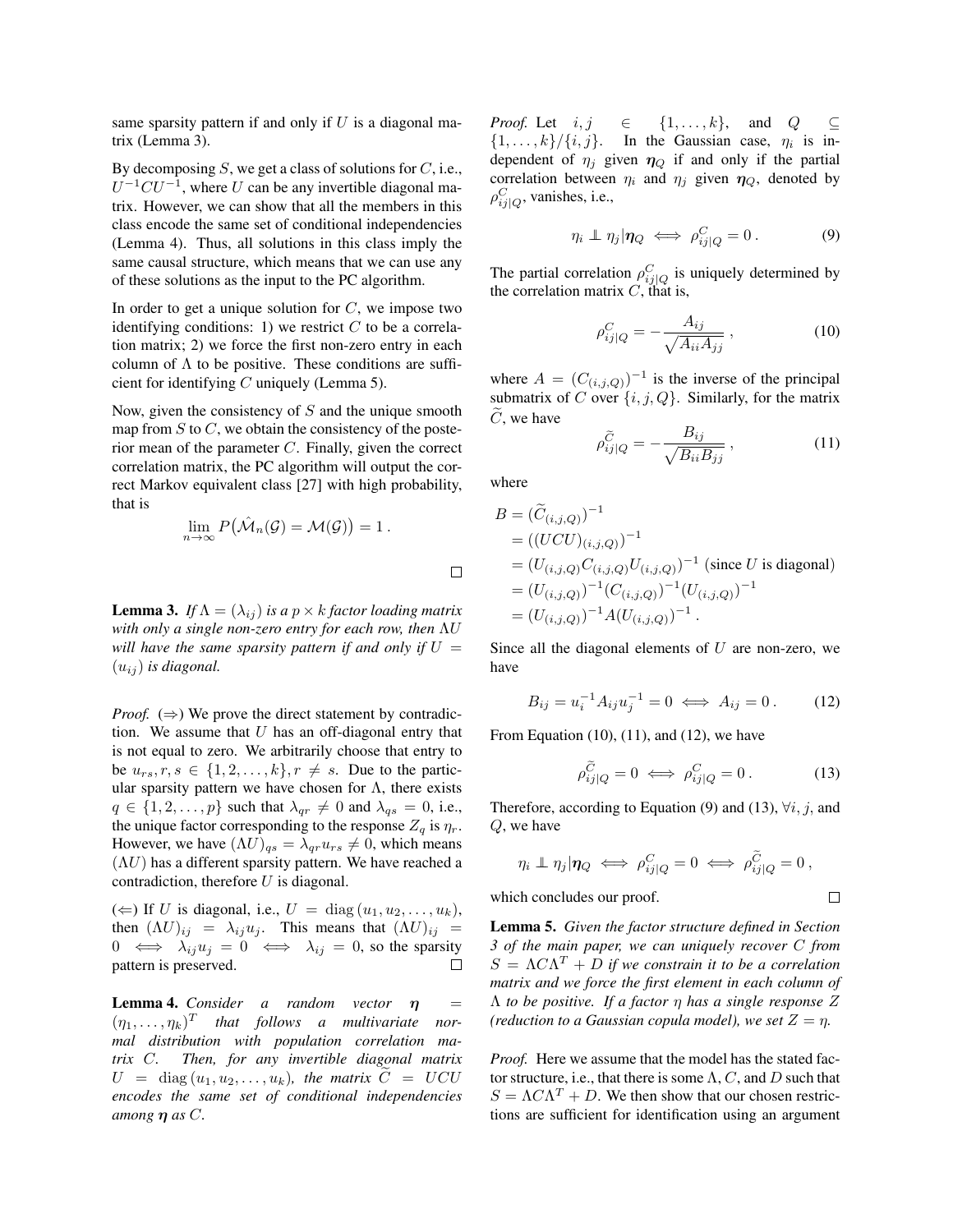same sparsity pattern if and only if $U$ is a diagonal matrix (Lemma 3).

By decomposing $S$, we get a class of solutions for $C$, i.e., $U^{-1}CU^{-1}$, where $U$ can be any invertible diagonal matrix. However, we can show that all the members in this class encode the same set of conditional independencies (Lemma 4). Thus, all solutions in this class imply the same causal structure, which means that we can use any of these solutions as the input to the PC algorithm.

In order to get a unique solution for $C$, we impose two identifying conditions: 1) we restrict $C$ to be a correlation matrix; 2) we force the first non-zero entry in each column of $\Lambda$ to be positive. These conditions are sufficient for identifying $C$ uniquely (Lemma 5).

Now, given the consistency of $S$ and the unique smooth map from $S$ to $C$, we obtain the consistency of the posterior mean of the parameter $C$. Finally, given the correct correlation matrix, the PC algorithm will output the correct Markov equivalent class [27] with high probability, that is

$$\lim_{n\to\infty} P\big(\hat{\mathcal{M}}_n(\mathcal{G}) = \mathcal{M}(\mathcal{G})\big) = 1\,.$$

□

**Lemma 3.** *If $\Lambda = (\lambda_{ij})$ is a $p \times k$ factor loading matrix with only a single non-zero entry for each row, then $\Lambda U$ will have the same sparsity pattern if and only if $U = (u_{ij})$ is diagonal.*

*Proof.* ($\Rightarrow$) We prove the direct statement by contradiction. We assume that $U$ has an off-diagonal entry that is not equal to zero. We arbitrarily choose that entry to be $u_{rs}, r, s \in \{1, 2, \dots, k\}, r \neq s$. Due to the particular sparsity pattern we have chosen for $\Lambda$, there exists $q \in \{1, 2, \dots, p\}$ such that $\lambda_{qr} \neq 0$ and $\lambda_{qs} = 0$, i.e., the unique factor corresponding to the response $Z_q$ is $\eta_r$. However, we have $(\Lambda U)_{qs} = \lambda_{qr} u_{rs} \neq 0$, which means $(\Lambda U)$ has a different sparsity pattern. We have reached a contradiction, therefore $U$ is diagonal.

($\Leftarrow$) If $U$ is diagonal, i.e., $U = \operatorname{diag}(u_1, u_2, \dots, u_k)$, then $(\Lambda U)_{ij} = \lambda_{ij} u_j$. This means that $(\Lambda U)_{ij} = 0 \iff \lambda_{ij} u_j = 0 \iff \lambda_{ij} = 0$, so the sparsity pattern is preserved. □

**Lemma 4.** *Consider a random vector $\boldsymbol{\eta} = (\eta_1, \dots, \eta_k)^T$ that follows a multivariate normal distribution with population correlation matrix $C$. Then, for any invertible diagonal matrix $U = \operatorname{diag}(u_1, u_2, \dots, u_k)$, the matrix $\widetilde{C} = UCU$ encodes the same set of conditional independencies among $\boldsymbol{\eta}$ as $C$.*

*Proof.* Let $i, j \in \{1, \dots, k\}$, and $Q \subseteq \{1, \dots, k\}/\{i, j\}$. In the Gaussian case, $\eta_i$ is independent of $\eta_j$ given $\boldsymbol{\eta}_Q$ if and only if the partial correlation between $\eta_i$ and $\eta_j$ given $\boldsymbol{\eta}_Q$, denoted by $\rho^C_{ij|Q}$, vanishes, i.e.,

$$\eta_i \perp\!\!\!\perp \eta_j | \boldsymbol{\eta}_Q \iff \rho^C_{ij|Q} = 0\,. \tag{9}$$

The partial correlation $\rho^C_{ij|Q}$ is uniquely determined by the correlation matrix $C$, that is,

$$\rho^C_{ij|Q} = -\frac{A_{ij}}{\sqrt{A_{ii}A_{jj}}}\,, \tag{10}$$

where $A = (C_{(i,j,Q)})^{-1}$ is the inverse of the principal submatrix of $C$ over $\{i, j, Q\}$. Similarly, for the matrix $\widetilde{C}$, we have

$$\rho^{\widetilde{C}}_{ij|Q} = -\frac{B_{ij}}{\sqrt{B_{ii}B_{jj}}}\,, \tag{11}$$

where

$$\begin{aligned}
B &= (\widetilde{C}_{(i,j,Q)})^{-1} \\
&= ((UCU)_{(i,j,Q)})^{-1} \\
&= (U_{(i,j,Q)} C_{(i,j,Q)} U_{(i,j,Q)})^{-1} \text{ (since } U \text{ is diagonal)} \\
&= (U_{(i,j,Q)})^{-1} (C_{(i,j,Q)})^{-1} (U_{(i,j,Q)})^{-1} \\
&= (U_{(i,j,Q)})^{-1} A (U_{(i,j,Q)})^{-1}\,.
\end{aligned}$$

Since all the diagonal elements of $U$ are non-zero, we have

$$B_{ij} = u_i^{-1} A_{ij} u_j^{-1} = 0 \iff A_{ij} = 0\,. \tag{12}$$

From Equation (10), (11), and (12), we have

$$\rho^{\widetilde{C}}_{ij|Q} = 0 \iff \rho^C_{ij|Q} = 0\,. \tag{13}$$

Therefore, according to Equation (9) and (13), $\forall i, j$, and $Q$, we have

$$\eta_i \perp\!\!\!\perp \eta_j | \boldsymbol{\eta}_Q \iff \rho^C_{ij|Q} = 0 \iff \rho^{\widetilde{C}}_{ij|Q} = 0\,,$$

which concludes our proof. □

**Lemma 5.** *Given the factor structure defined in Section 3 of the main paper, we can uniquely recover $C$ from $S = \Lambda C \Lambda^T + D$ if we constrain it to be a correlation matrix and we force the first element in each column of $\Lambda$ to be positive. If a factor $\eta$ has a single response $Z$ (reduction to a Gaussian copula model), we set $Z = \eta$.*

*Proof.* Here we assume that the model has the stated factor structure, i.e., that there is some $\Lambda$, $C$, and $D$ such that $S = \Lambda C \Lambda^T + D$. We then show that our chosen restrictions are sufficient for identification using an argument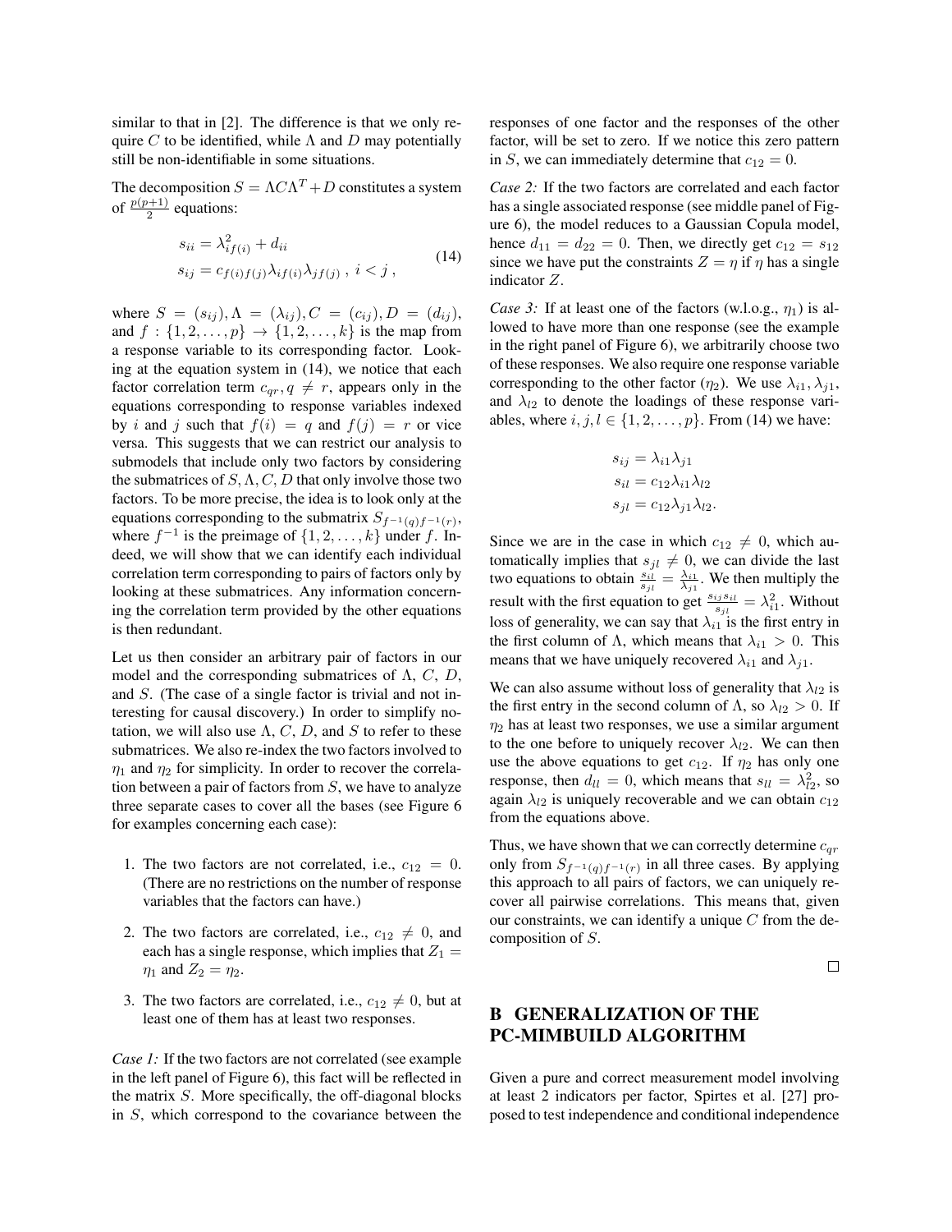similar to that in [2]. The difference is that we only require $C$ to be identified, while $\Lambda$ and $D$ may potentially still be non-identifiable in some situations.

The decomposition $S = \Lambda C \Lambda^T + D$ constitutes a system of $\frac{p(p+1)}{2}$ equations:

$$
\begin{aligned}
s_{ii} &= \lambda_{if(i)}^2 + d_{ii} \\
s_{ij} &= c_{f(i)f(j)} \lambda_{if(i)} \lambda_{jf(j)} \; , \; i < j \; ,
\end{aligned}
\tag{14}
$$

where $S = (s_{ij}), \Lambda = (\lambda_{ij}), C = (c_{ij}), D = (d_{ij})$, and $f : \{1, 2, \ldots, p\} \to \{1, 2, \ldots, k\}$ is the map from a response variable to its corresponding factor. Looking at the equation system in (14), we notice that each factor correlation term $c_{qr}, q \neq r$, appears only in the equations corresponding to response variables indexed by $i$ and $j$ such that $f(i) = q$ and $f(j) = r$ or vice versa. This suggests that we can restrict our analysis to submodels that include only two factors by considering the submatrices of $S, \Lambda, C, D$ that only involve those two factors. To be more precise, the idea is to look only at the equations corresponding to the submatrix $S_{f^{-1}(q) f^{-1}(r)}$, where $f^{-1}$ is the preimage of $\{1, 2, \ldots, k\}$ under $f$. Indeed, we will show that we can identify each individual correlation term corresponding to pairs of factors only by looking at these submatrices. Any information concerning the correlation term provided by the other equations is then redundant.

Let us then consider an arbitrary pair of factors in our model and the corresponding submatrices of $\Lambda$, $C$, $D$, and $S$. (The case of a single factor is trivial and not interesting for causal discovery.) In order to simplify notation, we will also use $\Lambda$, $C$, $D$, and $S$ to refer to these submatrices. We also re-index the two factors involved to $\eta_1$ and $\eta_2$ for simplicity. In order to recover the correlation between a pair of factors from $S$, we have to analyze three separate cases to cover all the bases (see Figure 6 for examples concerning each case):

1. The two factors are not correlated, i.e., $c_{12} = 0$. (There are no restrictions on the number of response variables that the factors can have.)
2. The two factors are correlated, i.e., $c_{12} \neq 0$, and each has a single response, which implies that $Z_1 = \eta_1$ and $Z_2 = \eta_2$.
3. The two factors are correlated, i.e., $c_{12} \neq 0$, but at least one of them has at least two responses.

*Case 1:* If the two factors are not correlated (see example in the left panel of Figure 6), this fact will be reflected in the matrix $S$. More specifically, the off-diagonal blocks in $S$, which correspond to the covariance between the responses of one factor and the responses of the other factor, will be set to zero. If we notice this zero pattern in $S$, we can immediately determine that $c_{12} = 0$.

*Case 2:* If the two factors are correlated and each factor has a single associated response (see middle panel of Figure 6), the model reduces to a Gaussian Copula model, hence $d_{11} = d_{22} = 0$. Then, we directly get $c_{12} = s_{12}$ since we have put the constraints $Z = \eta$ if $\eta$ has a single indicator $Z$.

*Case 3:* If at least one of the factors (w.l.o.g., $\eta_1$) is allowed to have more than one response (see the example in the right panel of Figure 6), we arbitrarily choose two of these responses. We also require one response variable corresponding to the other factor ($\eta_2$). We use $\lambda_{i1}, \lambda_{j1}$, and $\lambda_{l2}$ to denote the loadings of these response variables, where $i, j, l \in \{1, 2, \ldots, p\}$. From (14) we have:

$$
\begin{aligned}
s_{ij} &= \lambda_{i1} \lambda_{j1} \\
s_{il} &= c_{12} \lambda_{i1} \lambda_{l2} \\
s_{jl} &= c_{12} \lambda_{j1} \lambda_{l2}.
\end{aligned}
$$

Since we are in the case in which $c_{12} \neq 0$, which automatically implies that $s_{jl} \neq 0$, we can divide the last two equations to obtain $\frac{s_{il}}{s_{jl}} = \frac{\lambda_{i1}}{\lambda_{j1}}$. We then multiply the result with the first equation to get $\frac{s_{ij} s_{il}}{s_{jl}} = \lambda_{i1}^2$. Without loss of generality, we can say that $\lambda_{i1}$ is the first entry in the first column of $\Lambda$, which means that $\lambda_{i1} > 0$. This means that we have uniquely recovered $\lambda_{i1}$ and $\lambda_{j1}$.

We can also assume without loss of generality that $\lambda_{l2}$ is the first entry in the second column of $\Lambda$, so $\lambda_{l2} > 0$. If $\eta_2$ has at least two responses, we use a similar argument to the one before to uniquely recover $\lambda_{l2}$. We can then use the above equations to get $c_{12}$. If $\eta_2$ has only one response, then $d_{ll} = 0$, which means that $s_{ll} = \lambda_{l2}^2$, so again $\lambda_{l2}$ is uniquely recoverable and we can obtain $c_{12}$ from the equations above.

Thus, we have shown that we can correctly determine $c_{qr}$ only from $S_{f^{-1}(q) f^{-1}(r)}$ in all three cases. By applying this approach to all pairs of factors, we can uniquely recover all pairwise correlations. This means that, given our constraints, we can identify a unique $C$ from the decomposition of $S$.

□

# B GENERALIZATION OF THE PC-MIMBUILD ALGORITHM

Given a pure and correct measurement model involving at least 2 indicators per factor, Spirtes et al. [27] proposed to test independence and conditional independence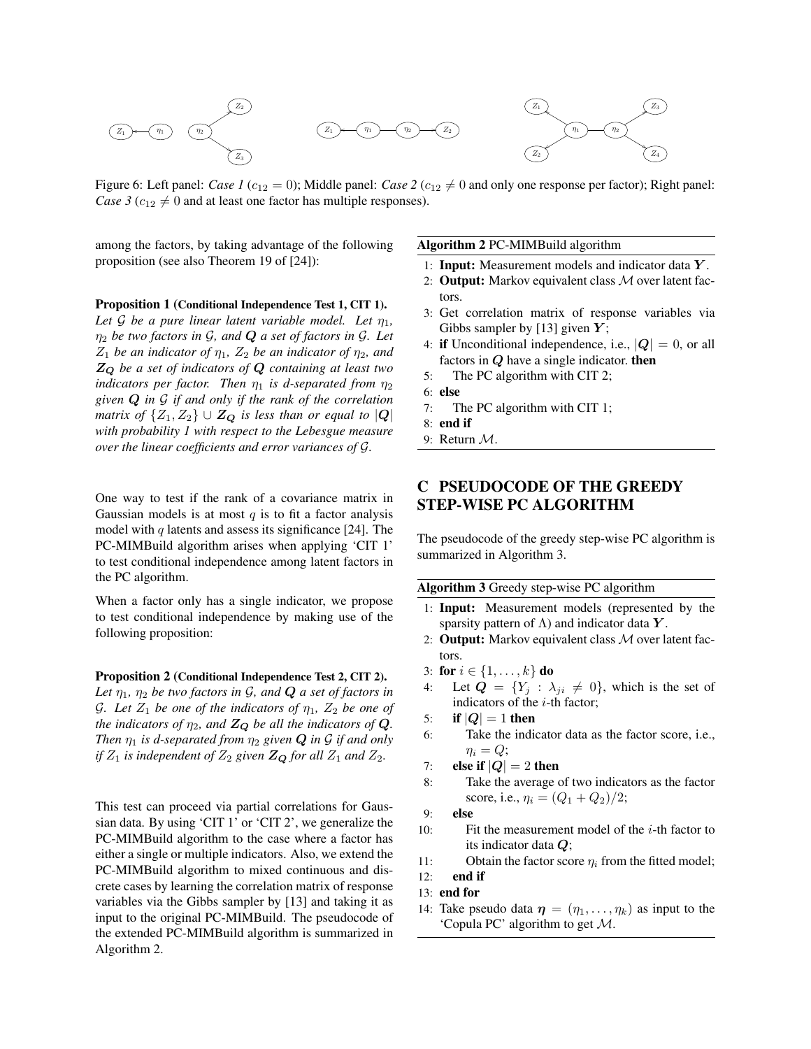Figure 6: Left panel: *Case 1* ($c_{12} = 0$); Middle panel: *Case 2* ($c_{12} \neq 0$ and only one response per factor); Right panel: *Case 3* ($c_{12} \neq 0$ and at least one factor has multiple responses).

among the factors, by taking advantage of the following proposition (see also Theorem 19 of [24]):

**Proposition 1** **(Conditional Independence Test 1, CIT 1).** *Let $\mathcal{G}$ be a pure linear latent variable model. Let $\eta_1$, $\eta_2$ be two factors in $\mathcal{G}$, and $\boldsymbol{Q}$ a set of factors in $\mathcal{G}$. Let $Z_1$ be an indicator of $\eta_1$, $Z_2$ be an indicator of $\eta_2$, and $\boldsymbol{Z_Q}$ be a set of indicators of $\boldsymbol{Q}$ containing at least two indicators per factor. Then $\eta_1$ is d-separated from $\eta_2$ given $\boldsymbol{Q}$ in $\mathcal{G}$ if and only if the rank of the correlation matrix of $\{Z_1, Z_2\} \cup \boldsymbol{Z_Q}$ is less than or equal to $|\boldsymbol{Q}|$ with probability 1 with respect to the Lebesgue measure over the linear coefficients and error variances of $\mathcal{G}$.*

One way to test if the rank of a covariance matrix in Gaussian models is at most $q$ is to fit a factor analysis model with $q$ latents and assess its significance [24]. The PC-MIMBuild algorithm arises when applying 'CIT 1' to test conditional independence among latent factors in the PC algorithm.

When a factor only has a single indicator, we propose to test conditional independence by making use of the following proposition:

**Proposition 2** **(Conditional Independence Test 2, CIT 2).** *Let $\eta_1$, $\eta_2$ be two factors in $\mathcal{G}$, and $\boldsymbol{Q}$ a set of factors in $\mathcal{G}$. Let $Z_1$ be one of the indicators of $\eta_1$, $Z_2$ be one of the indicators of $\eta_2$, and $\boldsymbol{Z_Q}$ be all the indicators of $\boldsymbol{Q}$. Then $\eta_1$ is d-separated from $\eta_2$ given $\boldsymbol{Q}$ in $\mathcal{G}$ if and only if $Z_1$ is independent of $Z_2$ given $\boldsymbol{Z_Q}$ for all $Z_1$ and $Z_2$.*

This test can proceed via partial correlations for Gaussian data. By using 'CIT 1' or 'CIT 2', we generalize the PC-MIMBuild algorithm to the case where a factor has either a single or multiple indicators. Also, we extend the PC-MIMBuild algorithm to mixed continuous and discrete cases by learning the correlation matrix of response variables via the Gibbs sampler by [13] and taking it as input to the original PC-MIMBuild. The pseudocode of the extended PC-MIMBuild algorithm is summarized in Algorithm 2.

**Algorithm 2** PC-MIMBuild algorithm

```
1: Input: Measurement models and indicator data Y.
2: Output: Markov equivalent class M over latent factors.
3: Get correlation matrix of response variables via Gibbs sampler by [13] given Y;
4: if Unconditional independence, i.e., |Q| = 0, or all factors in Q have a single indicator. then
5:     The PC algorithm with CIT 2;
6: else
7:     The PC algorithm with CIT 1;
8: end if
9: Return M.
```

## C PSEUDOCODE OF THE GREEDY STEP-WISE PC ALGORITHM

The pseudocode of the greedy step-wise PC algorithm is summarized in Algorithm 3.

**Algorithm 3** Greedy step-wise PC algorithm

```
1: Input: Measurement models (represented by the sparsity pattern of Λ) and indicator data Y.
2: Output: Markov equivalent class M over latent factors.
3: for i ∈ {1, ..., k} do
4:     Let Q = {Y_j : λ_ji ≠ 0}, which is the set of indicators of the i-th factor;
5:     if |Q| = 1 then
6:         Take the indicator data as the factor score, i.e., η_i = Q;
7:     else if |Q| = 2 then
8:         Take the average of two indicators as the factor score, i.e., η_i = (Q_1 + Q_2)/2;
9:     else
10:        Fit the measurement model of the i-th factor to its indicator data Q;
11:        Obtain the factor score η_i from the fitted model;
12:    end if
13: end for
14: Take pseudo data η = (η_1, ..., η_k) as input to the 'Copula PC' algorithm to get M.
```